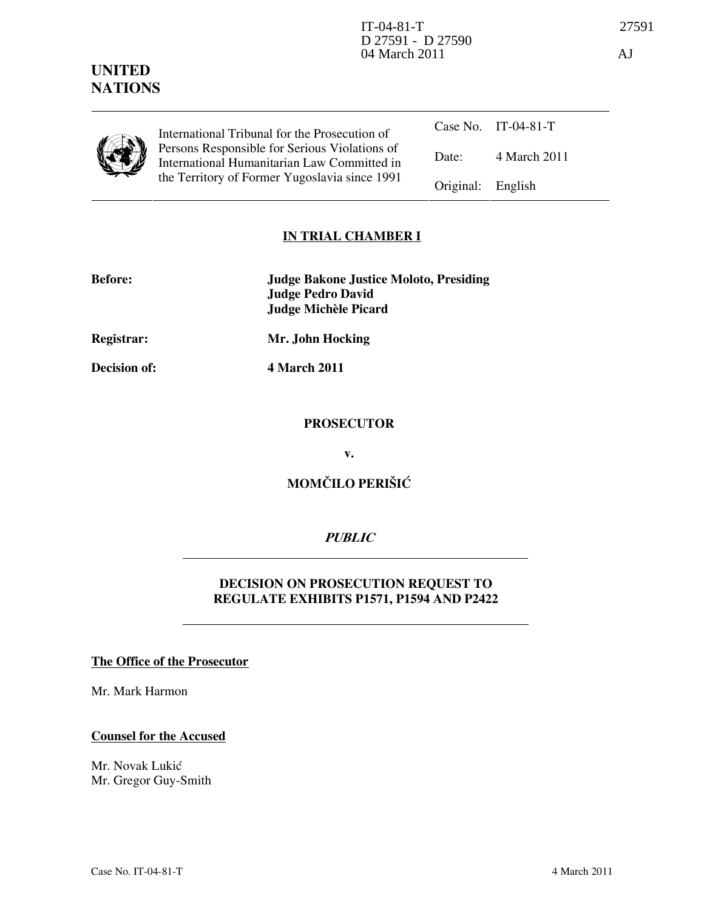IT-04-81-T
D 27591 - D 27590
04 March 2011

27591

AJ

**UNITED NATIONS**

| International Tribunal for the Prosecution of Persons Responsible for Serious Violations of International Humanitarian Law Committed in the Territory of Former Yugoslavia since 1991 | Case No. | IT-04-81-T |
| --- | --- | --- |
| | Date: | 4 March 2011 |
| | Original: | English |

**IN TRIAL CHAMBER I**

**Before:** **Judge Bakone Justice Moloto, Presiding**
**Judge Pedro David**
**Judge Michèle Picard**

**Registrar:** **Mr. John Hocking**

**Decision of:** **4 March 2011**

**PROSECUTOR**

**v.**

**MOMČILO PERIŠIĆ**

***PUBLIC***

**DECISION ON PROSECUTION REQUEST TO REGULATE EXHIBITS P1571, P1594 AND P2422**

**The Office of the Prosecutor**

Mr. Mark Harmon

**Counsel for the Accused**

Mr. Novak Lukić
Mr. Gregor Guy-Smith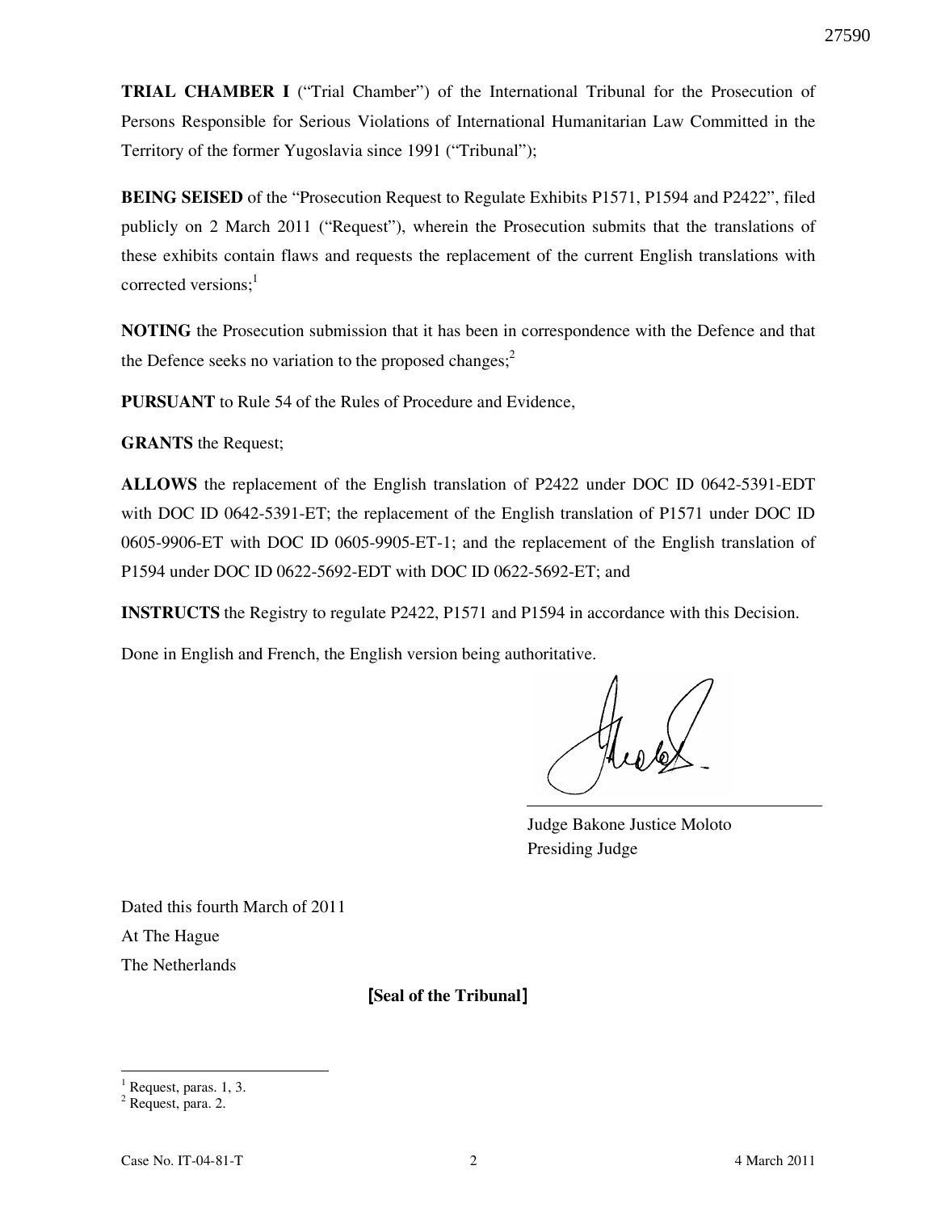**TRIAL CHAMBER I** ("Trial Chamber") of the International Tribunal for the Prosecution of Persons Responsible for Serious Violations of International Humanitarian Law Committed in the Territory of the former Yugoslavia since 1991 ("Tribunal");

**BEING SEISED** of the "Prosecution Request to Regulate Exhibits P1571, P1594 and P2422", filed publicly on 2 March 2011 ("Request"), wherein the Prosecution submits that the translations of these exhibits contain flaws and requests the replacement of the current English translations with corrected versions;[1]

**NOTING** the Prosecution submission that it has been in correspondence with the Defence and that the Defence seeks no variation to the proposed changes;[2]

**PURSUANT** to Rule 54 of the Rules of Procedure and Evidence,

**GRANTS** the Request;

**ALLOWS** the replacement of the English translation of P2422 under DOC ID 0642-5391-EDT with DOC ID 0642-5391-ET; the replacement of the English translation of P1571 under DOC ID 0605-9906-ET with DOC ID 0605-9905-ET-1; and the replacement of the English translation of P1594 under DOC ID 0622-5692-EDT with DOC ID 0622-5692-ET; and

**INSTRUCTS** the Registry to regulate P2422, P1571 and P1594 in accordance with this Decision.

Done in English and French, the English version being authoritative.

Judge Bakone Justice Moloto
Presiding Judge

Dated this fourth March of 2011
At The Hague
The Netherlands

**[Seal of the Tribunal]**

---

[1] Request, paras. 1, 3.
[2] Request, para. 2.